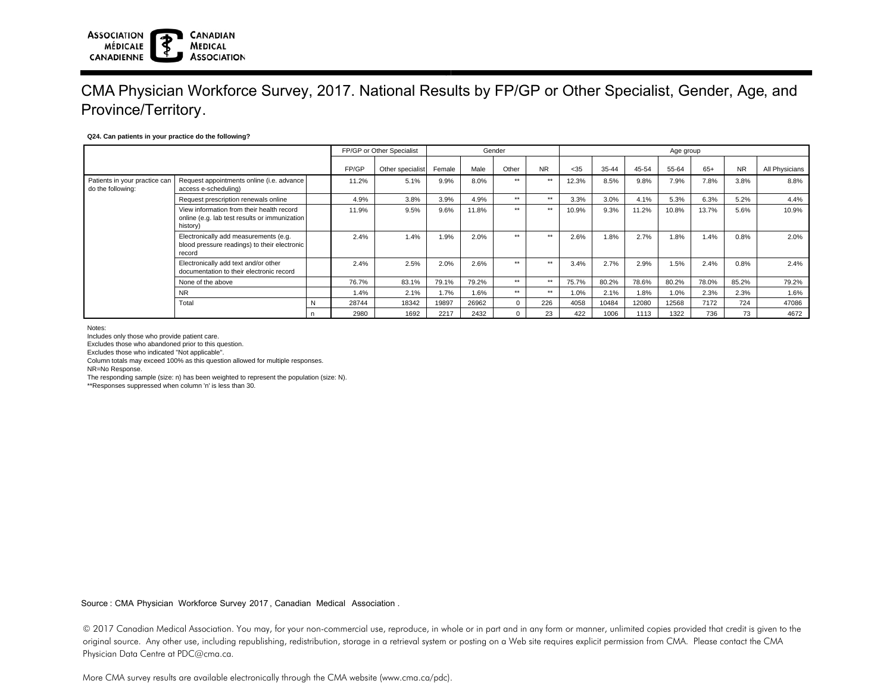# CMA Physician Workforce Survey, 2017. National Results by FP/GP or Other Specialist, Gender, Age, and Province/Territory.

**Q24. Can patients in your practice do the following?**

| | | | FP/GP or Other Specialist | | Gender | | | | Age group | | | | | | | |
|---|---|---|---|---|---|---|---|---|---|---|---|---|---|---|---|---|
| | | | FP/GP | Other specialist | Female | Male | Other | NR | <35 | 35-44 | 45-54 | 55-64 | 65+ | NR | All Physicians |
| Patients in your practice can do the following: | Request appointments online (i.e. advance access e-scheduling) | | 11.2% | 5.1% | 9.9% | 8.0% | ** | ** | 12.3% | 8.5% | 9.8% | 7.9% | 7.8% | 3.8% | 8.8% |
| | Request prescription renewals online | | 4.9% | 3.8% | 3.9% | 4.9% | ** | ** | 3.3% | 3.0% | 4.1% | 5.3% | 6.3% | 5.2% | 4.4% |
| | View information from their health record online (e.g. lab test results or immunization history) | | 11.9% | 9.5% | 9.6% | 11.8% | ** | ** | 10.9% | 9.3% | 11.2% | 10.8% | 13.7% | 5.6% | 10.9% |
| | Electronically add measurements (e.g. blood pressure readings) to their electronic record | | 2.4% | 1.4% | 1.9% | 2.0% | ** | ** | 2.6% | 1.8% | 2.7% | 1.8% | 1.4% | 0.8% | 2.0% |
| | Electronically add text and/or other documentation to their electronic record | | 2.4% | 2.5% | 2.0% | 2.6% | ** | ** | 3.4% | 2.7% | 2.9% | 1.5% | 2.4% | 0.8% | 2.4% |
| | None of the above | | 76.7% | 83.1% | 79.1% | 79.2% | ** | ** | 75.7% | 80.2% | 78.6% | 80.2% | 78.0% | 85.2% | 79.2% |
| | NR | | 1.4% | 2.1% | 1.7% | 1.6% | ** | ** | 1.0% | 2.1% | 1.8% | 1.0% | 2.3% | 2.3% | 1.6% |
| | Total | N | 28744 | 18342 | 19897 | 26962 | 0 | 226 | 4058 | 10484 | 12080 | 12568 | 7172 | 724 | 47086 |
| | | n | 2980 | 1692 | 2217 | 2432 | 0 | 23 | 422 | 1006 | 1113 | 1322 | 736 | 73 | 4672 |

Notes:
Includes only those who provide patient care.
Excludes those who abandoned prior to this question.
Excludes those who indicated "Not applicable".
Column totals may exceed 100% as this question allowed for multiple responses.
NR=No Response.
The responding sample (size: n) has been weighted to represent the population (size: N).
**Responses suppressed when column 'n' is less than 30.

Source : CMA Physician Workforce Survey 2017 , Canadian Medical Association .

© 2017 Canadian Medical Association. You may, for your non-commercial use, reproduce, in whole or in part and in any form or manner, unlimited copies provided that credit is given to the original source. Any other use, including republishing, redistribution, storage in a retrieval system or posting on a Web site requires explicit permission from CMA. Please contact the CMA Physician Data Centre at PDC@cma.ca.

More CMA survey results are available electronically through the CMA website (www.cma.ca/pdc).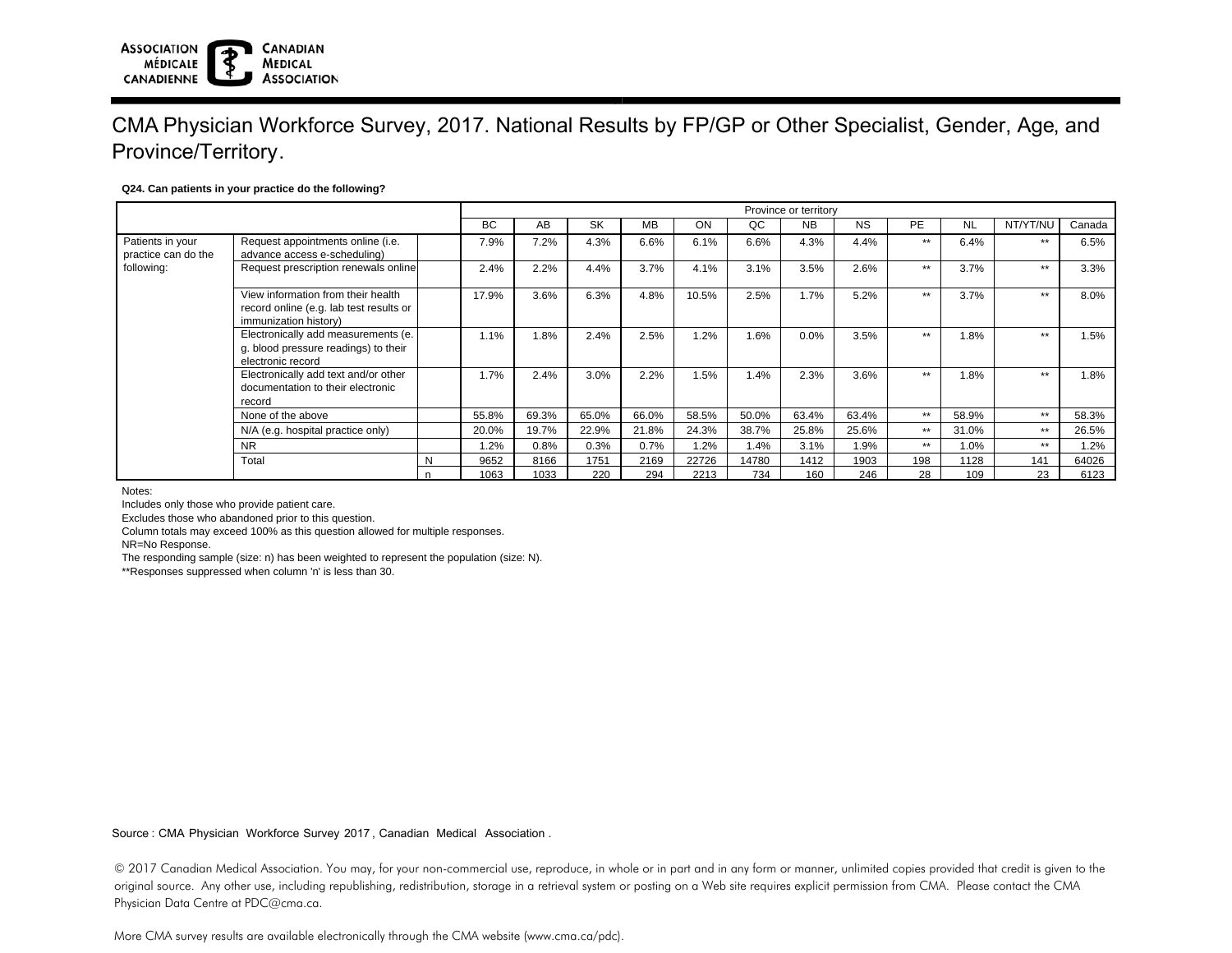# CMA Physician Workforce Survey, 2017. National Results by FP/GP or Other Specialist, Gender, Age, and Province/Territory.

**Q24. Can patients in your practice do the following?**

| | | | Province or territory | | | | | | | | | | | |
|---|---|---|---|---|---|---|---|---|---|---|---|---|---|---|
| | | | BC | AB | SK | MB | ON | QC | NB | NS | PE | NL | NT/YT/NU | Canada |
| Patients in your practice can do the following: | Request appointments online (i.e. advance access e-scheduling) | | 7.9% | 7.2% | 4.3% | 6.6% | 6.1% | 6.6% | 4.3% | 4.4% | ** | 6.4% | ** | 6.5% |
| | Request prescription renewals online | | 2.4% | 2.2% | 4.4% | 3.7% | 4.1% | 3.1% | 3.5% | 2.6% | ** | 3.7% | ** | 3.3% |
| | View information from their health record online (e.g. lab test results or immunization history) | | 17.9% | 3.6% | 6.3% | 4.8% | 10.5% | 2.5% | 1.7% | 5.2% | ** | 3.7% | ** | 8.0% |
| | Electronically add measurements (e.g. blood pressure readings) to their electronic record | | 1.1% | 1.8% | 2.4% | 2.5% | 1.2% | 1.6% | 0.0% | 3.5% | ** | 1.8% | ** | 1.5% |
| | Electronically add text and/or other documentation to their electronic record | | 1.7% | 2.4% | 3.0% | 2.2% | 1.5% | 1.4% | 2.3% | 3.6% | ** | 1.8% | ** | 1.8% |
| | None of the above | | 55.8% | 69.3% | 65.0% | 66.0% | 58.5% | 50.0% | 63.4% | 63.4% | ** | 58.9% | ** | 58.3% |
| | N/A (e.g. hospital practice only) | | 20.0% | 19.7% | 22.9% | 21.8% | 24.3% | 38.7% | 25.8% | 25.6% | ** | 31.0% | ** | 26.5% |
| | NR | | 1.2% | 0.8% | 0.3% | 0.7% | 1.2% | 1.4% | 3.1% | 1.9% | ** | 1.0% | ** | 1.2% |
| | Total | N | 9652 | 8166 | 1751 | 2169 | 22726 | 14780 | 1412 | 1903 | 198 | 1128 | 141 | 64026 |
| | | n | 1063 | 1033 | 220 | 294 | 2213 | 734 | 160 | 246 | 28 | 109 | 23 | 6123 |

Notes:

Includes only those who provide patient care.

Excludes those who abandoned prior to this question.

Column totals may exceed 100% as this question allowed for multiple responses.

NR=No Response.

The responding sample (size: n) has been weighted to represent the population (size: N).

**Responses suppressed when column 'n' is less than 30.

Source : CMA Physician Workforce Survey 2017 , Canadian Medical Association .

© 2017 Canadian Medical Association. You may, for your non-commercial use, reproduce, in whole or in part and in any form or manner, unlimited copies provided that credit is given to the original source. Any other use, including republishing, redistribution, storage in a retrieval system or posting on a Web site requires explicit permission from CMA. Please contact the CMA Physician Data Centre at PDC@cma.ca.

More CMA survey results are available electronically through the CMA website (www.cma.ca/pdc).